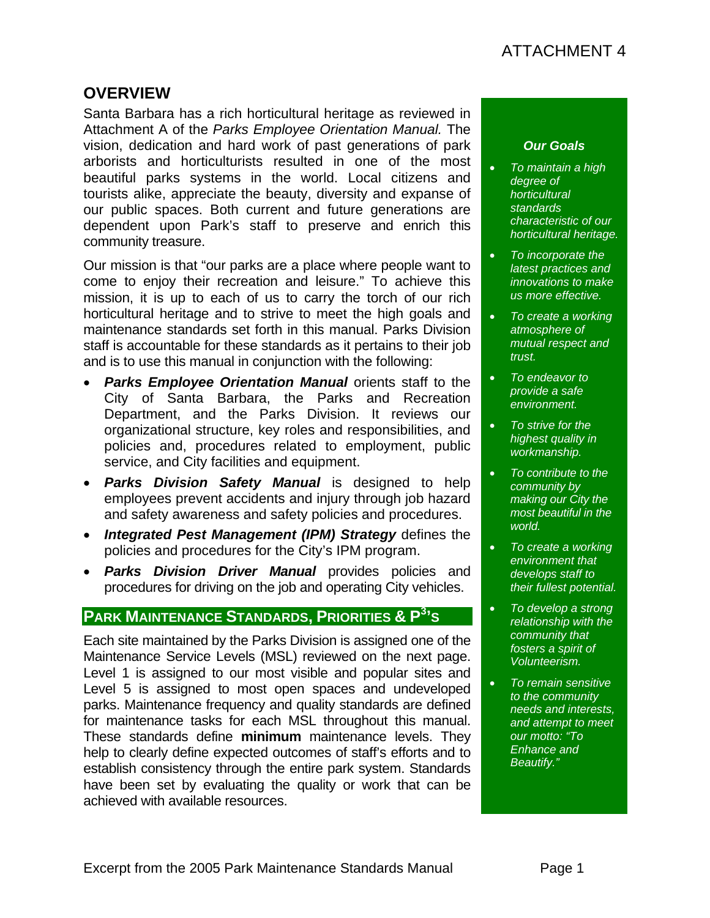ATTACHMENT 4

## OVERVIEW

Santa Barbara has a rich horticultural heritage as reviewed in Attachment A of the *Parks Employee Orientation Manual.* The vision, dedication and hard work of past generations of park arborists and horticulturists resulted in one of the most beautiful parks systems in the world. Local citizens and tourists alike, appreciate the beauty, diversity and expanse of our public spaces. Both current and future generations are dependent upon Park's staff to preserve and enrich this community treasure.

Our mission is that "our parks are a place where people want to come to enjoy their recreation and leisure." To achieve this mission, it is up to each of us to carry the torch of our rich horticultural heritage and to strive to meet the high goals and maintenance standards set forth in this manual. Parks Division staff is accountable for these standards as it pertains to their job and is to use this manual in conjunction with the following:

- ***Parks Employee Orientation Manual*** orients staff to the City of Santa Barbara, the Parks and Recreation Department, and the Parks Division. It reviews our organizational structure, key roles and responsibilities, and policies and, procedures related to employment, public service, and City facilities and equipment.
- ***Parks Division Safety Manual*** is designed to help employees prevent accidents and injury through job hazard and safety awareness and safety policies and procedures.
- ***Integrated Pest Management (IPM) Strategy*** defines the policies and procedures for the City's IPM program.
- ***Parks Division Driver Manual*** provides policies and procedures for driving on the job and operating City vehicles.

***Our Goals***

- *To maintain a high degree of horticultural standards characteristic of our horticultural heritage.*
- *To incorporate the latest practices and innovations to make us more effective.*
- *To create a working atmosphere of mutual respect and trust.*
- *To endeavor to provide a safe environment.*
- *To strive for the highest quality in workmanship.*
- *To contribute to the community by making our City the most beautiful in the world.*
- *To create a working environment that develops staff to their fullest potential.*
- *To develop a strong relationship with the community that fosters a spirit of Volunteerism.*
- *To remain sensitive to the community needs and interests, and attempt to meet our motto: "To Enhance and Beautify."*

### PARK MAINTENANCE STANDARDS, PRIORITIES & P$^3$'S

Each site maintained by the Parks Division is assigned one of the Maintenance Service Levels (MSL) reviewed on the next page. Level 1 is assigned to our most visible and popular sites and Level 5 is assigned to most open spaces and undeveloped parks. Maintenance frequency and quality standards are defined for maintenance tasks for each MSL throughout this manual. These standards define **minimum** maintenance levels. They help to clearly define expected outcomes of staff's efforts and to establish consistency through the entire park system. Standards have been set by evaluating the quality or work that can be achieved with available resources.

Excerpt from the 2005 Park Maintenance Standards Manual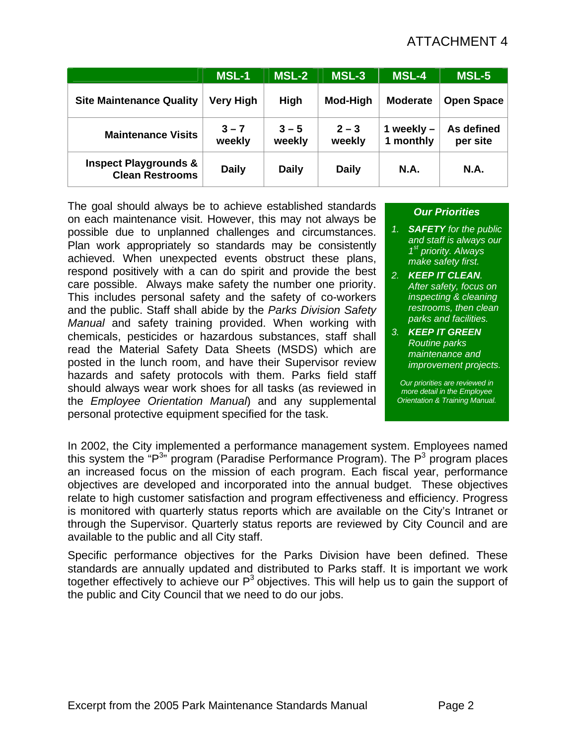ATTACHMENT 4

| | MSL-1 | MSL-2 | MSL-3 | MSL-4 | MSL-5 |
|---|---|---|---|---|---|
| **Site Maintenance Quality** | **Very High** | **High** | **Mod-High** | **Moderate** | **Open Space** |
| **Maintenance Visits** | **3 – 7 weekly** | **3 – 5 weekly** | **2 – 3 weekly** | **1 weekly – 1 monthly** | **As defined per site** |
| **Inspect Playgrounds & Clean Restrooms** | **Daily** | **Daily** | **Daily** | **N.A.** | **N.A.** |

The goal should always be to achieve established standards on each maintenance visit. However, this may not always be possible due to unplanned challenges and circumstances. Plan work appropriately so standards may be consistently achieved. When unexpected events obstruct these plans, respond positively with a can do spirit and provide the best care possible. Always make safety the number one priority. This includes personal safety and the safety of co-workers and the public. Staff shall abide by the *Parks Division Safety Manual* and safety training provided. When working with chemicals, pesticides or hazardous substances, staff shall read the Material Safety Data Sheets (MSDS) which are posted in the lunch room, and have their Supervisor review hazards and safety protocols with them. Parks field staff should always wear work shoes for all tasks (as reviewed in the *Employee Orientation Manual*) and any supplemental personal protective equipment specified for the task.

***Our Priorities***

1. ***SAFETY*** *for the public and staff is always our 1st priority. Always make safety first.*
2. ***KEEP IT CLEAN****. After safety, focus on inspecting & cleaning restrooms, then clean parks and facilities.*
3. ***KEEP IT GREEN*** *Routine parks maintenance and improvement projects.*

*Our priorities are reviewed in more detail in the Employee Orientation & Training Manual.*

In 2002, the City implemented a performance management system. Employees named this system the "$P^3$" program (Paradise Performance Program). The $P^3$ program places an increased focus on the mission of each program. Each fiscal year, performance objectives are developed and incorporated into the annual budget. These objectives relate to high customer satisfaction and program effectiveness and efficiency. Progress is monitored with quarterly status reports which are available on the City's Intranet or through the Supervisor. Quarterly status reports are reviewed by City Council and are available to the public and all City staff.

Specific performance objectives for the Parks Division have been defined. These standards are annually updated and distributed to Parks staff. It is important we work together effectively to achieve our $P^3$ objectives. This will help us to gain the support of the public and City Council that we need to do our jobs.

Excerpt from the 2005 Park Maintenance Standards Manual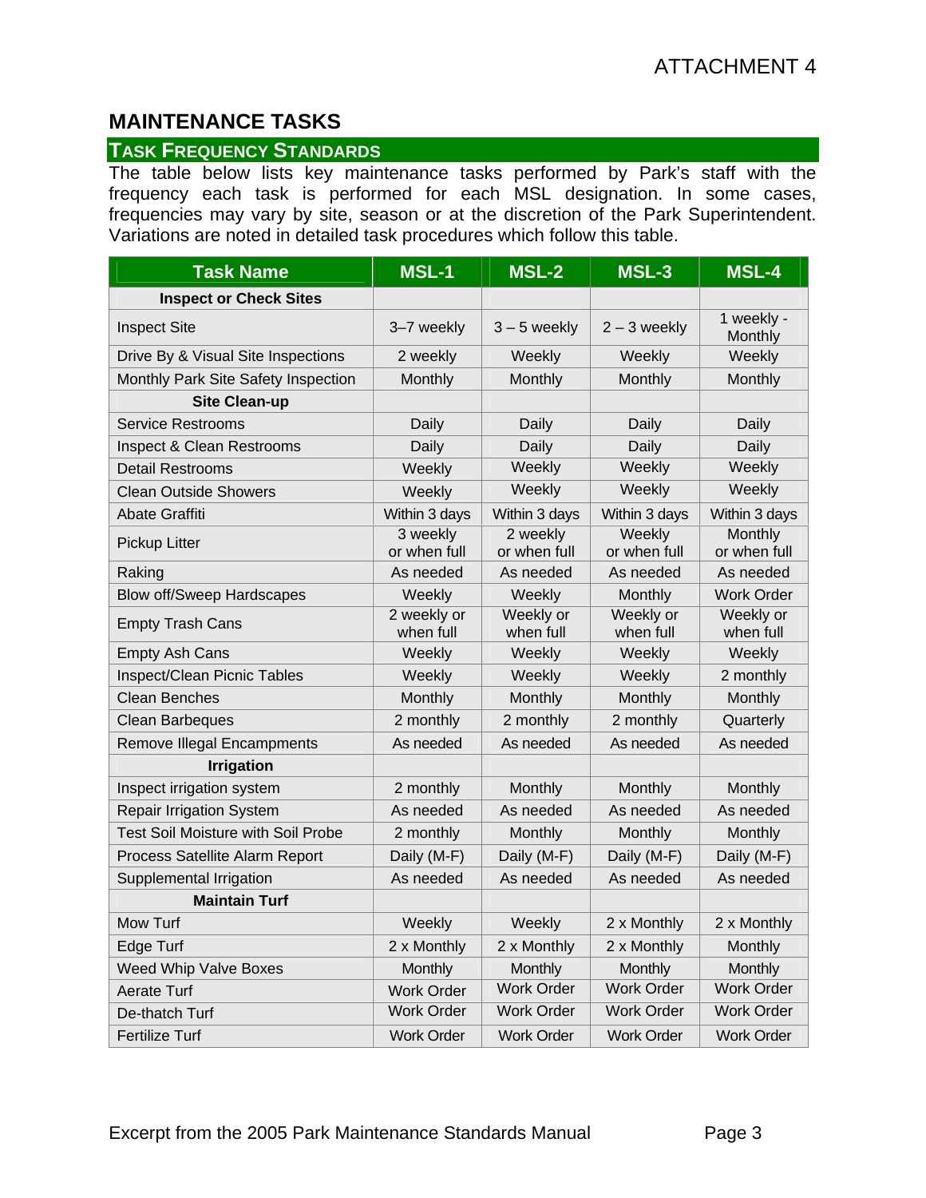ATTACHMENT 4

## MAINTENANCE TASKS

### TASK FREQUENCY STANDARDS

The table below lists key maintenance tasks performed by Park's staff with the frequency each task is performed for each MSL designation. In some cases, frequencies may vary by site, season or at the discretion of the Park Superintendent. Variations are noted in detailed task procedures which follow this table.

| Task Name | MSL-1 | MSL-2 | MSL-3 | MSL-4 |
|---|---|---|---|---|
| **Inspect or Check Sites** | | | | |
| Inspect Site | 3–7 weekly | 3 – 5 weekly | 2 – 3 weekly | 1 weekly - Monthly |
| Drive By & Visual Site Inspections | 2 weekly | Weekly | Weekly | Weekly |
| Monthly Park Site Safety Inspection | Monthly | Monthly | Monthly | Monthly |
| **Site Clean-up** | | | | |
| Service Restrooms | Daily | Daily | Daily | Daily |
| Inspect & Clean Restrooms | Daily | Daily | Daily | Daily |
| Detail Restrooms | Weekly | Weekly | Weekly | Weekly |
| Clean Outside Showers | Weekly | Weekly | Weekly | Weekly |
| Abate Graffiti | Within 3 days | Within 3 days | Within 3 days | Within 3 days |
| Pickup Litter | 3 weekly or when full | 2 weekly or when full | Weekly or when full | Monthly or when full |
| Raking | As needed | As needed | As needed | As needed |
| Blow off/Sweep Hardscapes | Weekly | Weekly | Monthly | Work Order |
| Empty Trash Cans | 2 weekly or when full | Weekly or when full | Weekly or when full | Weekly or when full |
| Empty Ash Cans | Weekly | Weekly | Weekly | Weekly |
| Inspect/Clean Picnic Tables | Weekly | Weekly | Weekly | 2 monthly |
| Clean Benches | Monthly | Monthly | Monthly | Monthly |
| Clean Barbeques | 2 monthly | 2 monthly | 2 monthly | Quarterly |
| Remove Illegal Encampments | As needed | As needed | As needed | As needed |
| **Irrigation** | | | | |
| Inspect irrigation system | 2 monthly | Monthly | Monthly | Monthly |
| Repair Irrigation System | As needed | As needed | As needed | As needed |
| Test Soil Moisture with Soil Probe | 2 monthly | Monthly | Monthly | Monthly |
| Process Satellite Alarm Report | Daily (M-F) | Daily (M-F) | Daily (M-F) | Daily (M-F) |
| Supplemental Irrigation | As needed | As needed | As needed | As needed |
| **Maintain Turf** | | | | |
| Mow Turf | Weekly | Weekly | 2 x Monthly | 2 x Monthly |
| Edge Turf | 2 x Monthly | 2 x Monthly | 2 x Monthly | Monthly |
| Weed Whip Valve Boxes | Monthly | Monthly | Monthly | Monthly |
| Aerate Turf | Work Order | Work Order | Work Order | Work Order |
| De-thatch Turf | Work Order | Work Order | Work Order | Work Order |
| Fertilize Turf | Work Order | Work Order | Work Order | Work Order |

Excerpt from the 2005 Park Maintenance Standards Manual